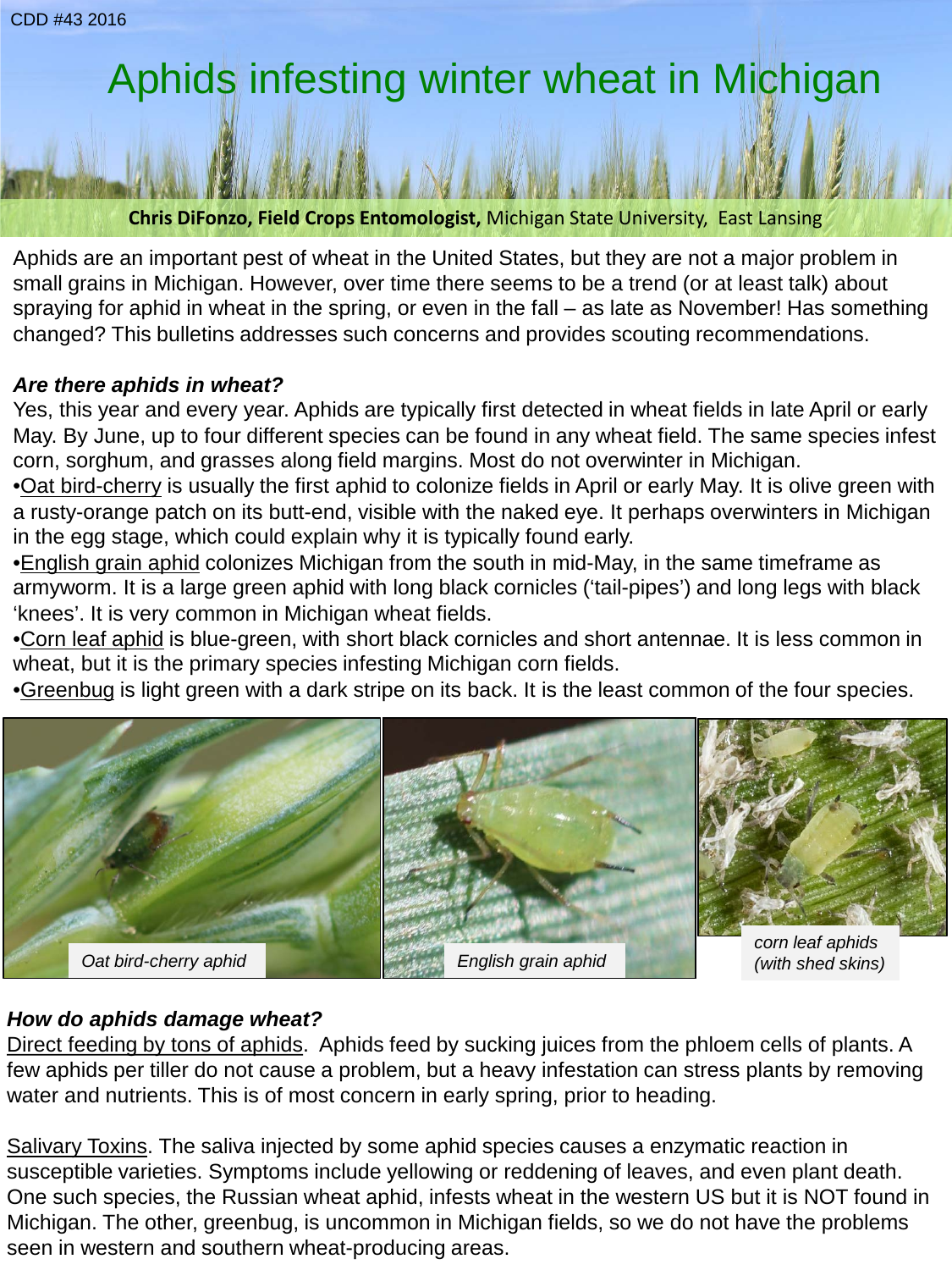CDD #43 2016

# Aphids infesting winter wheat in Michigan

**Chris DiFonzo, Field Crops Entomologist,** Michigan State University, East Lansing

Aphids are an important pest of wheat in the United States, but they are not a major problem in small grains in Michigan. However, over time there seems to be a trend (or at least talk) about spraying for aphid in wheat in the spring, or even in the fall – as late as November! Has something changed? This bulletins addresses such concerns and provides scouting recommendations.

### *Are there aphids in wheat?*

Yes, this year and every year. Aphids are typically first detected in wheat fields in late April or early May. By June, up to four different species can be found in any wheat field. The same species infest corn, sorghum, and grasses along field margins. Most do not overwinter in Michigan.

- Oat bird-cherry is usually the first aphid to colonize fields in April or early May. It is olive green with a rusty-orange patch on its butt-end, visible with the naked eye. It perhaps overwinters in Michigan in the egg stage, which could explain why it is typically found early.
- English grain aphid colonizes Michigan from the south in mid-May, in the same timeframe as armyworm. It is a large green aphid with long black cornicles ('tail-pipes') and long legs with black 'knees'. It is very common in Michigan wheat fields.
- Corn leaf aphid is blue-green, with short black cornicles and short antennae. It is less common in wheat, but it is the primary species infesting Michigan corn fields.
- Greenbug is light green with a dark stripe on its back. It is the least common of the four species.

*Oat bird-cherry aphid*

*English grain aphid*

*corn leaf aphids (with shed skins)*

### *How do aphids damage wheat?*

Direct feeding by tons of aphids. Aphids feed by sucking juices from the phloem cells of plants. A few aphids per tiller do not cause a problem, but a heavy infestation can stress plants by removing water and nutrients. This is of most concern in early spring, prior to heading.

Salivary Toxins. The saliva injected by some aphid species causes a enzymatic reaction in susceptible varieties. Symptoms include yellowing or reddening of leaves, and even plant death. One such species, the Russian wheat aphid, infests wheat in the western US but it is NOT found in Michigan. The other, greenbug, is uncommon in Michigan fields, so we do not have the problems seen in western and southern wheat-producing areas.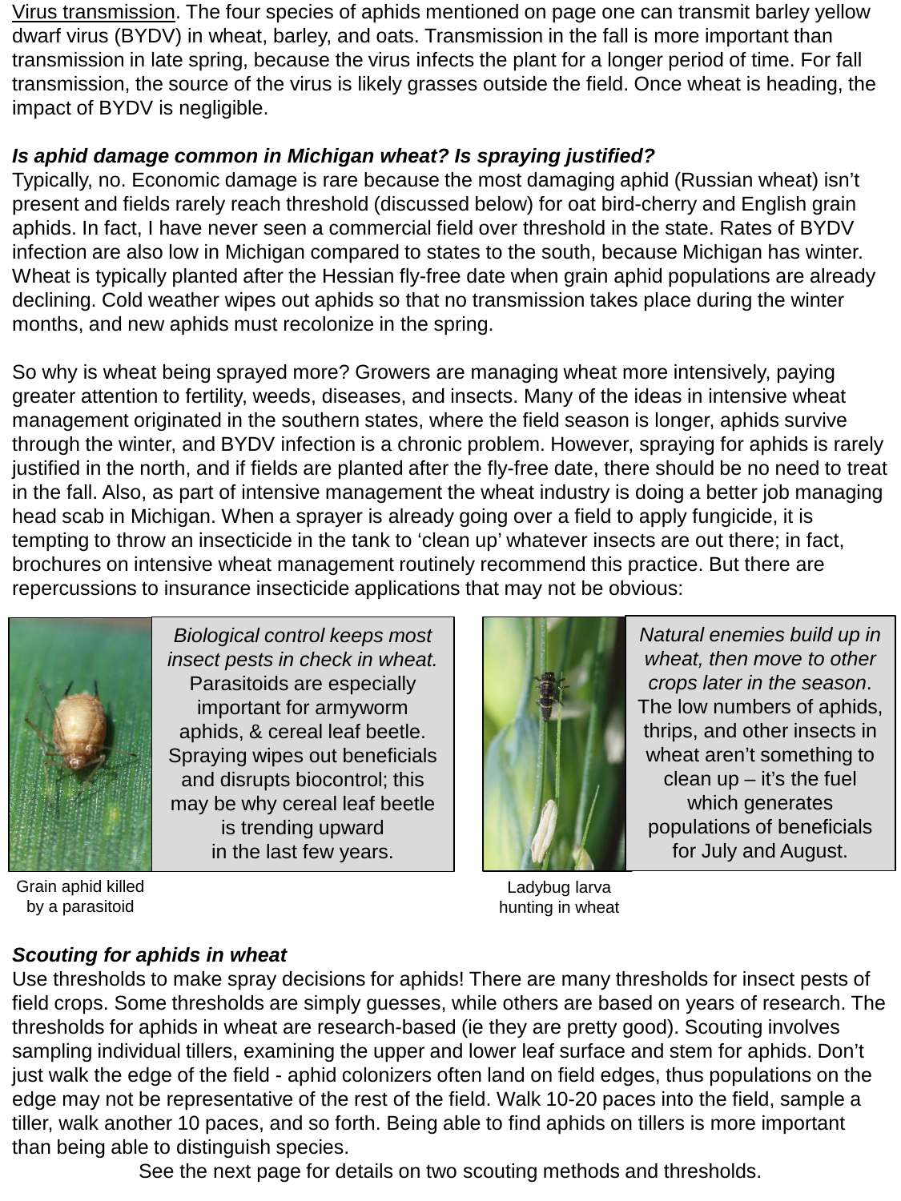Virus transmission. The four species of aphids mentioned on page one can transmit barley yellow dwarf virus (BYDV) in wheat, barley, and oats. Transmission in the fall is more important than transmission in late spring, because the virus infects the plant for a longer period of time. For fall transmission, the source of the virus is likely grasses outside the field. Once wheat is heading, the impact of BYDV is negligible.

***Is aphid damage common in Michigan wheat? Is spraying justified?***

Typically, no. Economic damage is rare because the most damaging aphid (Russian wheat) isn't present and fields rarely reach threshold (discussed below) for oat bird-cherry and English grain aphids. In fact, I have never seen a commercial field over threshold in the state. Rates of BYDV infection are also low in Michigan compared to states to the south, because Michigan has winter. Wheat is typically planted after the Hessian fly-free date when grain aphid populations are already declining. Cold weather wipes out aphids so that no transmission takes place during the winter months, and new aphids must recolonize in the spring.

So why is wheat being sprayed more? Growers are managing wheat more intensively, paying greater attention to fertility, weeds, diseases, and insects. Many of the ideas in intensive wheat management originated in the southern states, where the field season is longer, aphids survive through the winter, and BYDV infection is a chronic problem. However, spraying for aphids is rarely justified in the north, and if fields are planted after the fly-free date, there should be no need to treat in the fall. Also, as part of intensive management the wheat industry is doing a better job managing head scab in Michigan. When a sprayer is already going over a field to apply fungicide, it is tempting to throw an insecticide in the tank to 'clean up' whatever insects are out there; in fact, brochures on intensive wheat management routinely recommend this practice. But there are repercussions to insurance insecticide applications that may not be obvious:

*Biological control keeps most insect pests in check in wheat.* Parasitoids are especially important for armyworm aphids, & cereal leaf beetle. Spraying wipes out beneficials and disrupts biocontrol; this may be why cereal leaf beetle is trending upward in the last few years.

Grain aphid killed by a parasitoid

*Natural enemies build up in wheat, then move to other crops later in the season*. The low numbers of aphids, thrips, and other insects in wheat aren't something to clean up – it's the fuel which generates populations of beneficials for July and August.

Ladybug larva hunting in wheat

***Scouting for aphids in wheat***

Use thresholds to make spray decisions for aphids! There are many thresholds for insect pests of field crops. Some thresholds are simply guesses, while others are based on years of research. The thresholds for aphids in wheat are research-based (ie they are pretty good). Scouting involves sampling individual tillers, examining the upper and lower leaf surface and stem for aphids. Don't just walk the edge of the field - aphid colonizers often land on field edges, thus populations on the edge may not be representative of the rest of the field. Walk 10-20 paces into the field, sample a tiller, walk another 10 paces, and so forth. Being able to find aphids on tillers is more important than being able to distinguish species.

See the next page for details on two scouting methods and thresholds.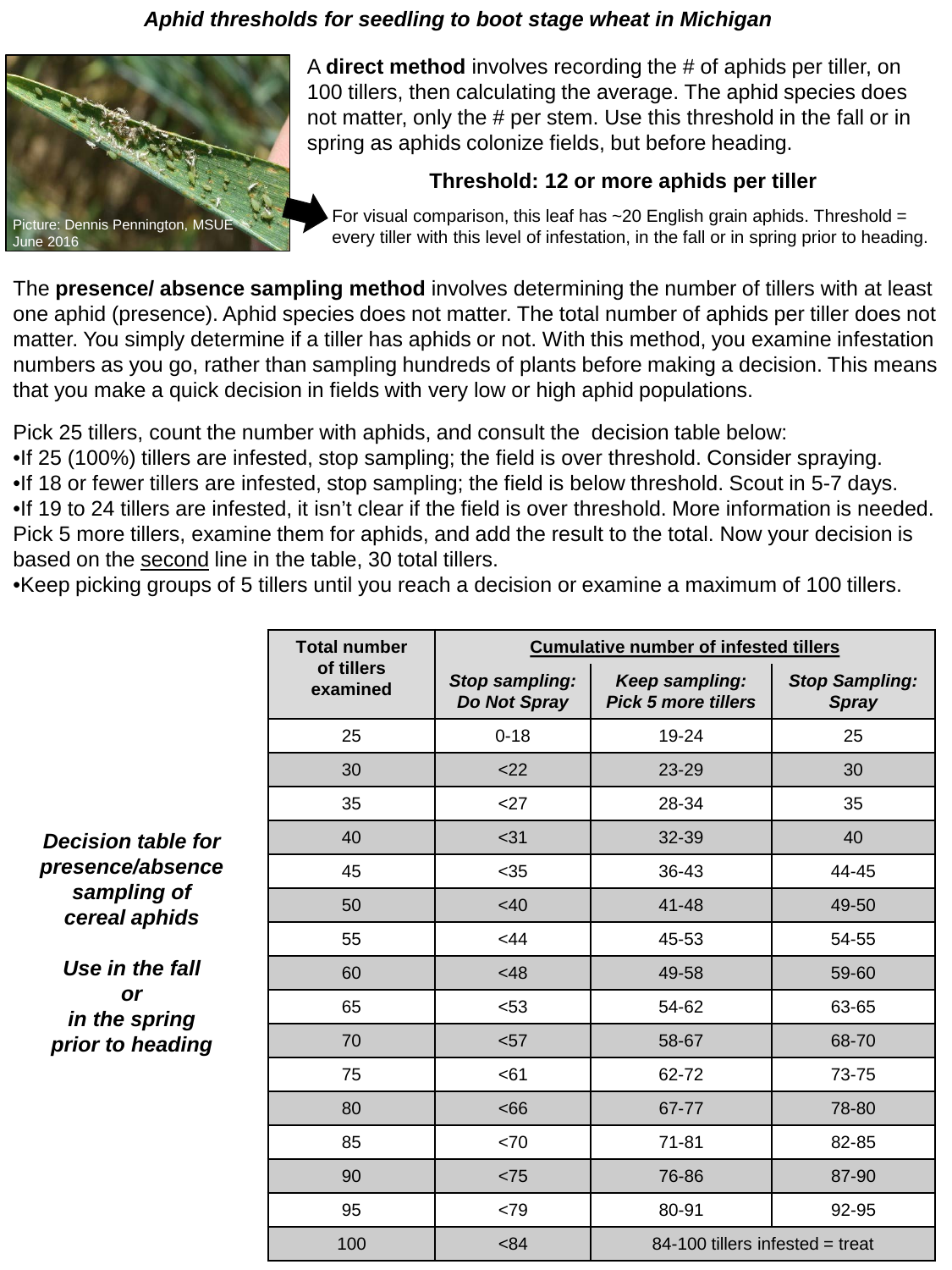# *Aphid thresholds for seedling to boot stage wheat in Michigan*

Picture: Dennis Pennington, MSUE June 2016

A **direct method** involves recording the # of aphids per tiller, on 100 tillers, then calculating the average. The aphid species does not matter, only the # per stem. Use this threshold in the fall or in spring as aphids colonize fields, but before heading.

**Threshold: 12 or more aphids per tiller**

For visual comparison, this leaf has ~20 English grain aphids. Threshold = every tiller with this level of infestation, in the fall or in spring prior to heading.

The **presence/ absence sampling method** involves determining the number of tillers with at least one aphid (presence). Aphid species does not matter. The total number of aphids per tiller does not matter. You simply determine if a tiller has aphids or not. With this method, you examine infestation numbers as you go, rather than sampling hundreds of plants before making a decision. This means that you make a quick decision in fields with very low or high aphid populations.

Pick 25 tillers, count the number with aphids, and consult the decision table below:

- If 25 (100%) tillers are infested, stop sampling; the field is over threshold. Consider spraying.
- If 18 or fewer tillers are infested, stop sampling; the field is below threshold. Scout in 5-7 days.
- If 19 to 24 tillers are infested, it isn't clear if the field is over threshold. More information is needed. Pick 5 more tillers, examine them for aphids, and add the result to the total. Now your decision is based on the second line in the table, 30 total tillers.
- Keep picking groups of 5 tillers until you reach a decision or examine a maximum of 100 tillers.

***Decision table for presence/absence sampling of cereal aphids***

***Use in the fall or in the spring prior to heading***

| Total number of tillers examined | Cumulative number of infested tillers | | |
|---|---|---|---|
| | *Stop sampling: Do Not Spray* | *Keep sampling: Pick 5 more tillers* | *Stop Sampling: Spray* |
| 25 | 0-18 | 19-24 | 25 |
| 30 | <22 | 23-29 | 30 |
| 35 | <27 | 28-34 | 35 |
| 40 | <31 | 32-39 | 40 |
| 45 | <35 | 36-43 | 44-45 |
| 50 | <40 | 41-48 | 49-50 |
| 55 | <44 | 45-53 | 54-55 |
| 60 | <48 | 49-58 | 59-60 |
| 65 | <53 | 54-62 | 63-65 |
| 70 | <57 | 58-67 | 68-70 |
| 75 | <61 | 62-72 | 73-75 |
| 80 | <66 | 67-77 | 78-80 |
| 85 | <70 | 71-81 | 82-85 |
| 90 | <75 | 76-86 | 87-90 |
| 95 | <79 | 80-91 | 92-95 |
| 100 | <84 | 84-100 tillers infested = treat | |